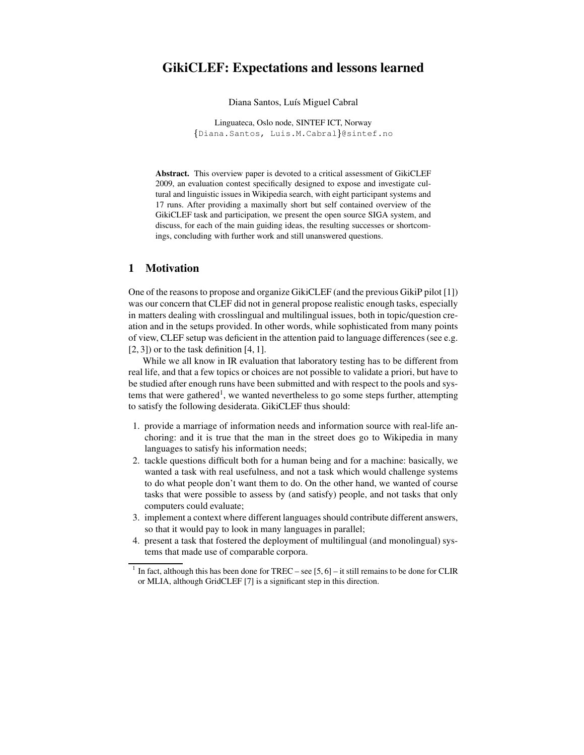# GikiCLEF: Expectations and lessons learned

Diana Santos, Luís Miguel Cabral

Linguateca, Oslo node, SINTEF ICT, Norway
{Diana.Santos, Luis.M.Cabral}@sintef.no

**Abstract.** This overview paper is devoted to a critical assessment of GikiCLEF 2009, an evaluation contest specifically designed to expose and investigate cultural and linguistic issues in Wikipedia search, with eight participant systems and 17 runs. After providing a maximally short but self contained overview of the GikiCLEF task and participation, we present the open source SIGA system, and discuss, for each of the main guiding ideas, the resulting successes or shortcomings, concluding with further work and still unanswered questions.

## 1 Motivation

One of the reasons to propose and organize GikiCLEF (and the previous GikiP pilot [1]) was our concern that CLEF did not in general propose realistic enough tasks, especially in matters dealing with crosslingual and multilingual issues, both in topic/question creation and in the setups provided. In other words, while sophisticated from many points of view, CLEF setup was deficient in the attention paid to language differences (see e.g. [2, 3]) or to the task definition [4, 1].

While we all know in IR evaluation that laboratory testing has to be different from real life, and that a few topics or choices are not possible to validate a priori, but have to be studied after enough runs have been submitted and with respect to the pools and systems that were gathered[1], we wanted nevertheless to go some steps further, attempting to satisfy the following desiderata. GikiCLEF thus should:

1. provide a marriage of information needs and information source with real-life anchoring: and it is true that the man in the street does go to Wikipedia in many languages to satisfy his information needs;
2. tackle questions difficult both for a human being and for a machine: basically, we wanted a task with real usefulness, and not a task which would challenge systems to do what people don't want them to do. On the other hand, we wanted of course tasks that were possible to assess by (and satisfy) people, and not tasks that only computers could evaluate;
3. implement a context where different languages should contribute different answers, so that it would pay to look in many languages in parallel;
4. present a task that fostered the deployment of multilingual (and monolingual) systems that made use of comparable corpora.

[1] In fact, although this has been done for TREC – see [5, 6] – it still remains to be done for CLIR or MLIA, although GridCLEF [7] is a significant step in this direction.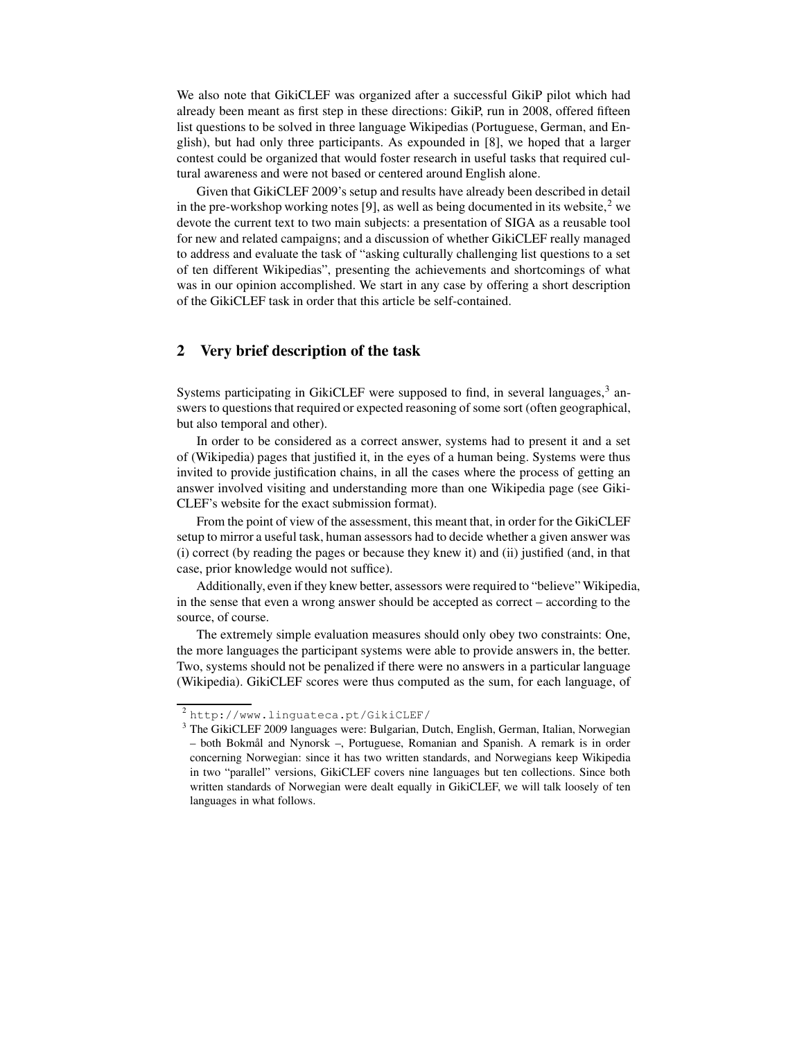We also note that GikiCLEF was organized after a successful GikiP pilot which had already been meant as first step in these directions: GikiP, run in 2008, offered fifteen list questions to be solved in three language Wikipedias (Portuguese, German, and English), but had only three participants. As expounded in [8], we hoped that a larger contest could be organized that would foster research in useful tasks that required cultural awareness and were not based or centered around English alone.

Given that GikiCLEF 2009's setup and results have already been described in detail in the pre-workshop working notes [9], as well as being documented in its website,[2] we devote the current text to two main subjects: a presentation of SIGA as a reusable tool for new and related campaigns; and a discussion of whether GikiCLEF really managed to address and evaluate the task of "asking culturally challenging list questions to a set of ten different Wikipedias", presenting the achievements and shortcomings of what was in our opinion accomplished. We start in any case by offering a short description of the GikiCLEF task in order that this article be self-contained.

## 2 Very brief description of the task

Systems participating in GikiCLEF were supposed to find, in several languages,[3] answers to questions that required or expected reasoning of some sort (often geographical, but also temporal and other).

In order to be considered as a correct answer, systems had to present it and a set of (Wikipedia) pages that justified it, in the eyes of a human being. Systems were thus invited to provide justification chains, in all the cases where the process of getting an answer involved visiting and understanding more than one Wikipedia page (see GikiCLEF's website for the exact submission format).

From the point of view of the assessment, this meant that, in order for the GikiCLEF setup to mirror a useful task, human assessors had to decide whether a given answer was (i) correct (by reading the pages or because they knew it) and (ii) justified (and, in that case, prior knowledge would not suffice).

Additionally, even if they knew better, assessors were required to "believe" Wikipedia, in the sense that even a wrong answer should be accepted as correct – according to the source, of course.

The extremely simple evaluation measures should only obey two constraints: One, the more languages the participant systems were able to provide answers in, the better. Two, systems should not be penalized if there were no answers in a particular language (Wikipedia). GikiCLEF scores were thus computed as the sum, for each language, of

[2] http://www.linguateca.pt/GikiCLEF/

[3] The GikiCLEF 2009 languages were: Bulgarian, Dutch, English, German, Italian, Norwegian – both Bokmål and Nynorsk –, Portuguese, Romanian and Spanish. A remark is in order concerning Norwegian: since it has two written standards, and Norwegians keep Wikipedia in two "parallel" versions, GikiCLEF covers nine languages but ten collections. Since both written standards of Norwegian were dealt equally in GikiCLEF, we will talk loosely of ten languages in what follows.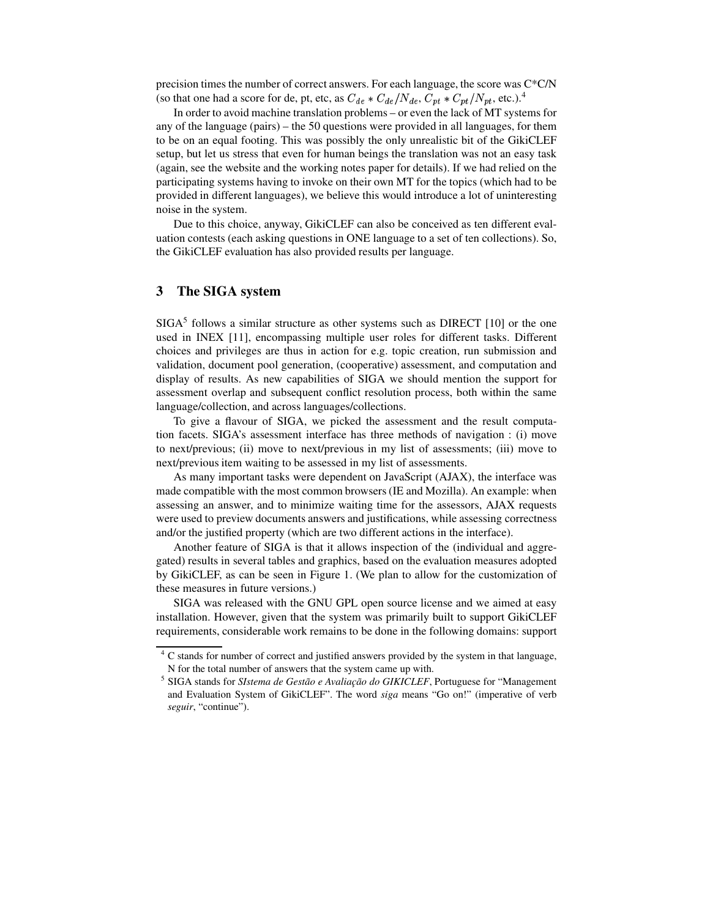precision times the number of correct answers. For each language, the score was C*C/N (so that one had a score for de, pt, etc, as $C_{de} * C_{de}/N_{de}$, $C_{pt} * C_{pt}/N_{pt}$, etc.).[4]

In order to avoid machine translation problems – or even the lack of MT systems for any of the language (pairs) – the 50 questions were provided in all languages, for them to be on an equal footing. This was possibly the only unrealistic bit of the GikiCLEF setup, but let us stress that even for human beings the translation was not an easy task (again, see the website and the working notes paper for details). If we had relied on the participating systems having to invoke on their own MT for the topics (which had to be provided in different languages), we believe this would introduce a lot of uninteresting noise in the system.

Due to this choice, anyway, GikiCLEF can also be conceived as ten different evaluation contests (each asking questions in ONE language to a set of ten collections). So, the GikiCLEF evaluation has also provided results per language.

## 3 The SIGA system

SIGA[5] follows a similar structure as other systems such as DIRECT [10] or the one used in INEX [11], encompassing multiple user roles for different tasks. Different choices and privileges are thus in action for e.g. topic creation, run submission and validation, document pool generation, (cooperative) assessment, and computation and display of results. As new capabilities of SIGA we should mention the support for assessment overlap and subsequent conflict resolution process, both within the same language/collection, and across languages/collections.

To give a flavour of SIGA, we picked the assessment and the result computation facets. SIGA's assessment interface has three methods of navigation : (i) move to next/previous; (ii) move to next/previous in my list of assessments; (iii) move to next/previous item waiting to be assessed in my list of assessments.

As many important tasks were dependent on JavaScript (AJAX), the interface was made compatible with the most common browsers (IE and Mozilla). An example: when assessing an answer, and to minimize waiting time for the assessors, AJAX requests were used to preview documents answers and justifications, while assessing correctness and/or the justified property (which are two different actions in the interface).

Another feature of SIGA is that it allows inspection of the (individual and aggregated) results in several tables and graphics, based on the evaluation measures adopted by GikiCLEF, as can be seen in Figure 1. (We plan to allow for the customization of these measures in future versions.)

SIGA was released with the GNU GPL open source license and we aimed at easy installation. However, given that the system was primarily built to support GikiCLEF requirements, considerable work remains to be done in the following domains: support

---

[4] C stands for number of correct and justified answers provided by the system in that language, N for the total number of answers that the system came up with.

[5] SIGA stands for *SIstema de Gestão e Avaliação do GIKICLEF*, Portuguese for "Management and Evaluation System of GikiCLEF". The word *siga* means "Go on!" (imperative of verb *seguir*, "continue").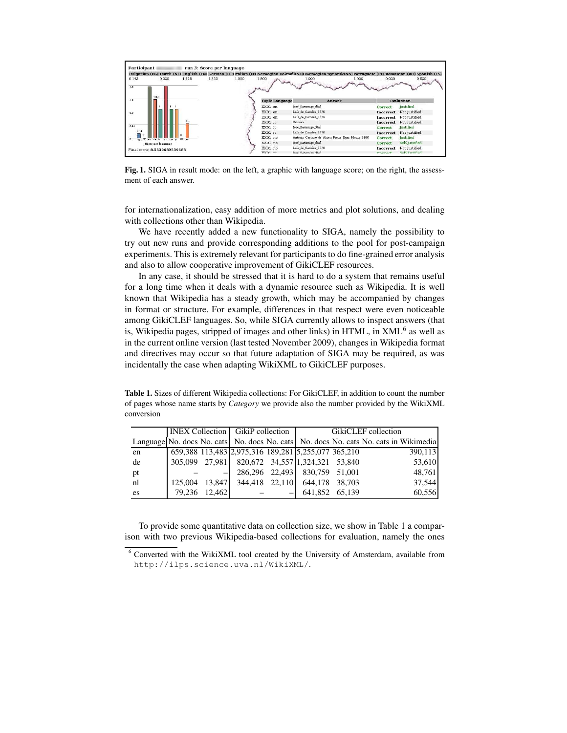**Fig. 1.** SIGA in result mode: on the left, a graphic with language score; on the right, the assessment of each answer.

for internationalization, easy addition of more metrics and plot solutions, and dealing with collections other than Wikipedia.

We have recently added a new functionality to SIGA, namely the possibility to try out new runs and provide corresponding additions to the pool for post-campaign experiments. This is extremely relevant for participants to do fine-grained error analysis and also to allow cooperative improvement of GikiCLEF resources.

In any case, it should be stressed that it is hard to do a system that remains useful for a long time when it deals with a dynamic resource such as Wikipedia. It is well known that Wikipedia has a steady growth, which may be accompanied by changes in format or structure. For example, differences in that respect were even noticeable among GikiCLEF languages. So, while SIGA currently allows to inspect answers (that is, Wikipedia pages, stripped of images and other links) in HTML, in XML[6] as well as in the current online version (last tested November 2009), changes in Wikipedia format and directives may occur so that future adaptation of SIGA may be required, as was incidentally the case when adapting WikiXML to GikiCLEF purposes.

**Table 1.** Sizes of different Wikipedia collections: For GikiCLEF, in addition to count the number of pages whose name starts by *Category* we provide also the number provided by the WikiXML conversion

| | INEX Collection | | GikiP collection | | GikiCLEF collection | | |
|---|---|---|---|---|---|---|---|
| Language | No. docs | No. cats | No. docs | No. cats | No. docs | No. cats | No. cats in Wikimedia |
| en | 659,388 | 113,483 | 2,975,316 | 189,281 | 5,255,077 | 365,210 | 390,113 |
| de | 305,099 | 27,981 | 820,672 | 34,557 | 1,324,321 | 53,840 | 53,610 |
| pt | – | – | 286,296 | 22,493 | 830,759 | 51,001 | 48,761 |
| nl | 125,004 | 13,847 | 344,418 | 22,110 | 644,178 | 38,703 | 37,544 |
| es | 79,236 | 12,462 | – | – | 641,852 | 65,139 | 60,556 |

To provide some quantitative data on collection size, we show in Table 1 a comparison with two previous Wikipedia-based collections for evaluation, namely the ones

[6] Converted with the WikiXML tool created by the University of Amsterdam, available from http://ilps.science.uva.nl/WikiXML/.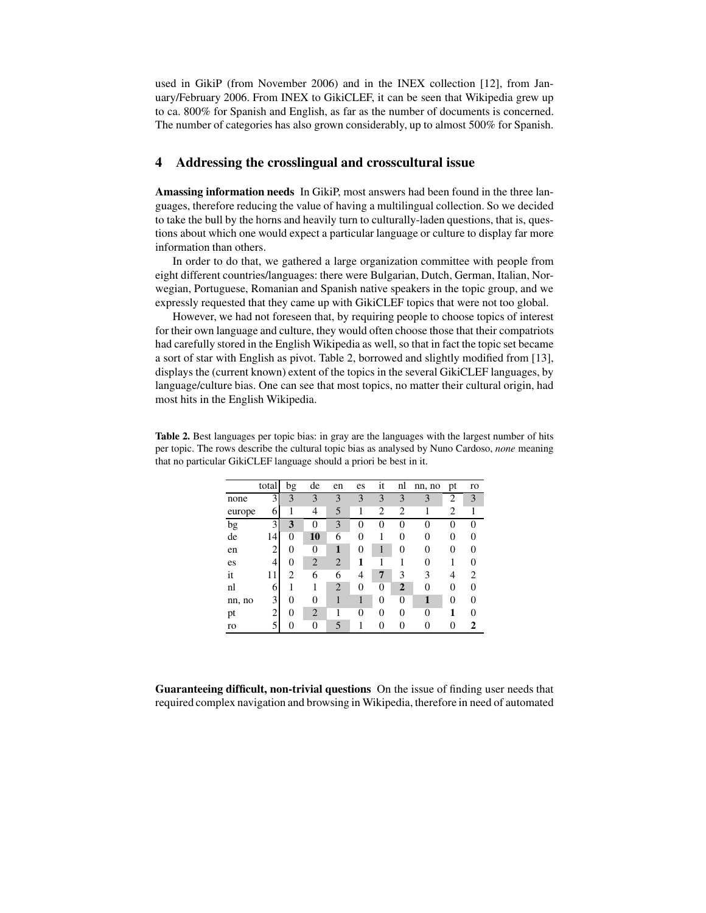used in GikiP (from November 2006) and in the INEX collection [12], from January/February 2006. From INEX to GikiCLEF, it can be seen that Wikipedia grew up to ca. 800% for Spanish and English, as far as the number of documents is concerned. The number of categories has also grown considerably, up to almost 500% for Spanish.

## 4 Addressing the crosslingual and crosscultural issue

**Amassing information needs** In GikiP, most answers had been found in the three languages, therefore reducing the value of having a multilingual collection. So we decided to take the bull by the horns and heavily turn to culturally-laden questions, that is, questions about which one would expect a particular language or culture to display far more information than others.

In order to do that, we gathered a large organization committee with people from eight different countries/languages: there were Bulgarian, Dutch, German, Italian, Norwegian, Portuguese, Romanian and Spanish native speakers in the topic group, and we expressly requested that they came up with GikiCLEF topics that were not too global.

However, we had not foreseen that, by requiring people to choose topics of interest for their own language and culture, they would often choose those that their compatriots had carefully stored in the English Wikipedia as well, so that in fact the topic set became a sort of star with English as pivot. Table 2, borrowed and slightly modified from [13], displays the (current known) extent of the topics in the several GikiCLEF languages, by language/culture bias. One can see that most topics, no matter their cultural origin, had most hits in the English Wikipedia.

**Table 2.** Best languages per topic bias: in gray are the languages with the largest number of hits per topic. The rows describe the cultural topic bias as analysed by Nuno Cardoso, *none* meaning that no particular GikiCLEF language should a priori be best in it.

| | total | bg | de | en | es | it | nl | nn, no | pt | ro |
|---|---|---|---|---|---|---|---|---|---|---|
| none | 3 | 3 | 3 | 3 | 3 | 3 | 3 | 3 | 2 | 3 |
| europe | 6 | 1 | 4 | 5 | 1 | 2 | 2 | 1 | 2 | 1 |
| bg | 3 | **3** | 0 | 3 | 0 | 0 | 0 | 0 | 0 | 0 |
| de | 14 | 0 | **10** | 6 | 0 | 1 | 0 | 0 | 0 | 0 |
| en | 2 | 0 | 0 | **1** | 0 | 1 | 0 | 0 | 0 | 0 |
| es | 4 | 0 | 2 | 2 | **1** | 1 | 1 | 0 | 1 | 0 |
| it | 11 | 2 | 6 | 6 | 4 | **7** | 3 | 3 | 4 | 2 |
| nl | 6 | 1 | 1 | 2 | 0 | 0 | **2** | 0 | 0 | 0 |
| nn, no | 3 | 0 | 0 | 1 | 1 | 0 | 0 | **1** | 0 | 0 |
| pt | 2 | 0 | 2 | 1 | 0 | 0 | 0 | 0 | **1** | 0 |
| ro | 5 | 0 | 0 | 5 | 1 | 0 | 0 | 0 | 0 | **2** |

**Guaranteeing difficult, non-trivial questions** On the issue of finding user needs that required complex navigation and browsing in Wikipedia, therefore in need of automated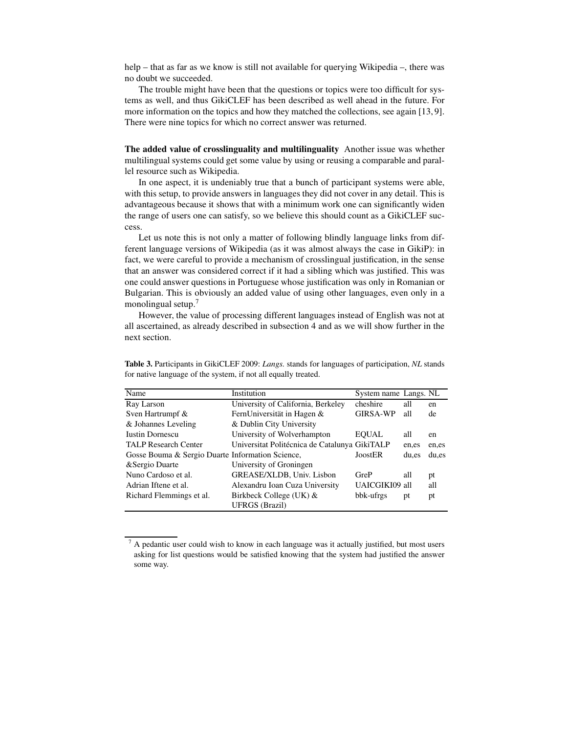help – that as far as we know is still not available for querying Wikipedia –, there was no doubt we succeeded.

The trouble might have been that the questions or topics were too difficult for systems as well, and thus GikiCLEF has been described as well ahead in the future. For more information on the topics and how they matched the collections, see again [13, 9]. There were nine topics for which no correct answer was returned.

**The added value of crosslinguality and multilinguality** Another issue was whether multilingual systems could get some value by using or reusing a comparable and parallel resource such as Wikipedia.

In one aspect, it is undeniably true that a bunch of participant systems were able, with this setup, to provide answers in languages they did not cover in any detail. This is advantageous because it shows that with a minimum work one can significantly widen the range of users one can satisfy, so we believe this should count as a GikiCLEF success.

Let us note this is not only a matter of following blindly language links from different language versions of Wikipedia (as it was almost always the case in GikiP): in fact, we were careful to provide a mechanism of crosslingual justification, in the sense that an answer was considered correct if it had a sibling which was justified. This was one could answer questions in Portuguese whose justification was only in Romanian or Bulgarian. This is obviously an added value of using other languages, even only in a monolingual setup.[7]

However, the value of processing different languages instead of English was not at all ascertained, as already described in subsection 4 and as we will show further in the next section.

**Table 3.** Participants in GikiCLEF 2009: *Langs.* stands for languages of participation, *NL* stands for native language of the system, if not all equally treated.

| Name | Institution | System name | Langs. | NL |
|---|---|---|---|---|
| Ray Larson | University of California, Berkeley | cheshire | all | en |
| Sven Hartrumpf & & Johannes Leveling | FernUniversität in Hagen & & Dublin City University | GIRSA-WP | all | de |
| Iustin Dornescu | University of Wolverhampton | EQUAL | all | en |
| TALP Research Center | Universitat Politécnica de Catalunya | GikiTALP | en,es | en,es |
| Gosse Bouma & Sergio Duarte &Sergio Duarte | Information Science, University of Groningen | JoostER | du,es | du,es |
| Nuno Cardoso et al. | GREASE/XLDB, Univ. Lisbon | GreP | all | pt |
| Adrian Iftene et al. | Alexandru Ioan Cuza University | UAICGIKI09 | all | all |
| Richard Flemmings et al. | Birkbeck College (UK) & UFRGS (Brazil) | bbk-ufrgs | pt | pt |

[7] A pedantic user could wish to know in each language was it actually justified, but most users asking for list questions would be satisfied knowing that the system had justified the answer some way.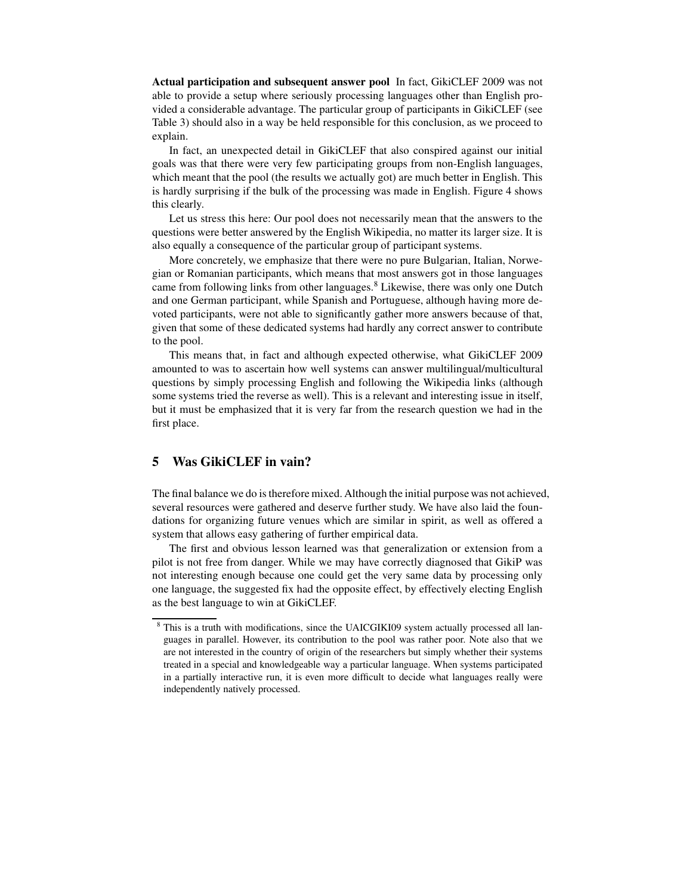**Actual participation and subsequent answer pool** In fact, GikiCLEF 2009 was not able to provide a setup where seriously processing languages other than English provided a considerable advantage. The particular group of participants in GikiCLEF (see Table 3) should also in a way be held responsible for this conclusion, as we proceed to explain.

In fact, an unexpected detail in GikiCLEF that also conspired against our initial goals was that there were very few participating groups from non-English languages, which meant that the pool (the results we actually got) are much better in English. This is hardly surprising if the bulk of the processing was made in English. Figure 4 shows this clearly.

Let us stress this here: Our pool does not necessarily mean that the answers to the questions were better answered by the English Wikipedia, no matter its larger size. It is also equally a consequence of the particular group of participant systems.

More concretely, we emphasize that there were no pure Bulgarian, Italian, Norwegian or Romanian participants, which means that most answers got in those languages came from following links from other languages.[8] Likewise, there was only one Dutch and one German participant, while Spanish and Portuguese, although having more devoted participants, were not able to significantly gather more answers because of that, given that some of these dedicated systems had hardly any correct answer to contribute to the pool.

This means that, in fact and although expected otherwise, what GikiCLEF 2009 amounted to was to ascertain how well systems can answer multilingual/multicultural questions by simply processing English and following the Wikipedia links (although some systems tried the reverse as well). This is a relevant and interesting issue in itself, but it must be emphasized that it is very far from the research question we had in the first place.

## 5 Was GikiCLEF in vain?

The final balance we do is therefore mixed. Although the initial purpose was not achieved, several resources were gathered and deserve further study. We have also laid the foundations for organizing future venues which are similar in spirit, as well as offered a system that allows easy gathering of further empirical data.

The first and obvious lesson learned was that generalization or extension from a pilot is not free from danger. While we may have correctly diagnosed that GikiP was not interesting enough because one could get the very same data by processing only one language, the suggested fix had the opposite effect, by effectively electing English as the best language to win at GikiCLEF.

[8] This is a truth with modifications, since the UAICGIKI09 system actually processed all languages in parallel. However, its contribution to the pool was rather poor. Note also that we are not interested in the country of origin of the researchers but simply whether their systems treated in a special and knowledgeable way a particular language. When systems participated in a partially interactive run, it is even more difficult to decide what languages really were independently natively processed.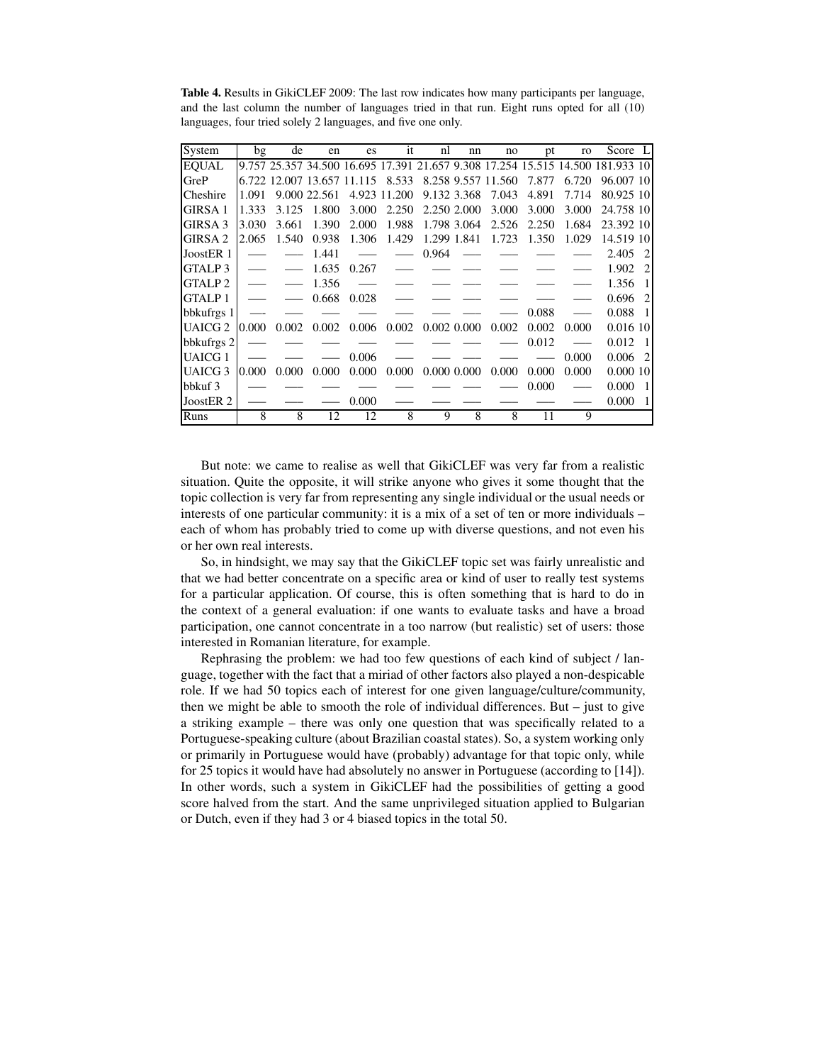**Table 4.** Results in GikiCLEF 2009: The last row indicates how many participants per language, and the last column the number of languages tried in that run. Eight runs opted for all (10) languages, four tried solely 2 languages, and five one only.

| System | bg | de | en | es | it | nl | nn | no | pt | ro | Score | L |
|---|---|---|---|---|---|---|---|---|---|---|---|---|
| EQUAL | 9.757 | 25.357 | 34.500 | 16.695 | 17.391 | 21.657 | 9.308 | 17.254 | 15.515 | 14.500 | 181.933 | 10 |
| GreP | 6.722 | 12.007 | 13.657 | 11.115 | 8.533 | 8.258 | 9.557 | 11.560 | 7.877 | 6.720 | 96.007 | 10 |
| Cheshire | 1.091 | 9.000 | 22.561 | 4.923 | 11.200 | 9.132 | 3.368 | 7.043 | 4.891 | 7.714 | 80.925 | 10 |
| GIRSA 1 | 1.333 | 3.125 | 1.800 | 3.000 | 2.250 | 2.250 | 2.000 | 3.000 | 3.000 | 3.000 | 24.758 | 10 |
| GIRSA 3 | 3.030 | 3.661 | 1.390 | 2.000 | 1.988 | 1.798 | 3.064 | 2.526 | 2.250 | 1.684 | 23.392 | 10 |
| GIRSA 2 | 2.065 | 1.540 | 0.938 | 1.306 | 1.429 | 1.299 | 1.841 | 1.723 | 1.350 | 1.029 | 14.519 | 10 |
| JoostER 1 | — | — | 1.441 | — | — | 0.964 | — | — | — | — | 2.405 | 2 |
| GTALP 3 | — | — | 1.635 | 0.267 | — | — | — | — | — | — | 1.902 | 2 |
| GTALP 2 | — | — | 1.356 | — | — | — | — | — | — | — | 1.356 | 1 |
| GTALP 1 | — | — | 0.668 | 0.028 | — | — | — | — | — | — | 0.696 | 2 |
| bbkufrgs 1 | — | — | — | — | — | — | — | — | 0.088 | — | 0.088 | 1 |
| UAICG 2 | 0.000 | 0.002 | 0.002 | 0.006 | 0.002 | 0.002 | 0.000 | 0.002 | 0.002 | 0.000 | 0.016 | 10 |
| bbkufrgs 2 | — | — | — | — | — | — | — | — | 0.012 | — | 0.012 | 1 |
| UAICG 1 | — | — | — | 0.006 | — | — | — | — | — | 0.000 | 0.006 | 2 |
| UAICG 3 | 0.000 | 0.000 | 0.000 | 0.000 | 0.000 | 0.000 | 0.000 | 0.000 | 0.000 | 0.000 | 0.000 | 10 |
| bbkuf 3 | — | — | — | — | — | — | — | — | 0.000 | — | 0.000 | 1 |
| JoostER 2 | — | — | — | 0.000 | — | — | — | — | — | — | 0.000 | 1 |
| Runs | 8 | 8 | 12 | 12 | 8 | 9 | 8 | 8 | 11 | 9 | | |

But note: we came to realise as well that GikiCLEF was very far from a realistic situation. Quite the opposite, it will strike anyone who gives it some thought that the topic collection is very far from representing any single individual or the usual needs or interests of one particular community: it is a mix of a set of ten or more individuals – each of whom has probably tried to come up with diverse questions, and not even his or her own real interests.

So, in hindsight, we may say that the GikiCLEF topic set was fairly unrealistic and that we had better concentrate on a specific area or kind of user to really test systems for a particular application. Of course, this is often something that is hard to do in the context of a general evaluation: if one wants to evaluate tasks and have a broad participation, one cannot concentrate in a too narrow (but realistic) set of users: those interested in Romanian literature, for example.

Rephrasing the problem: we had too few questions of each kind of subject / language, together with the fact that a miriad of other factors also played a non-despicable role. If we had 50 topics each of interest for one given language/culture/community, then we might be able to smooth the role of individual differences. But – just to give a striking example – there was only one question that was specifically related to a Portuguese-speaking culture (about Brazilian coastal states). So, a system working only or primarily in Portuguese would have (probably) advantage for that topic only, while for 25 topics it would have had absolutely no answer in Portuguese (according to [14]). In other words, such a system in GikiCLEF had the possibilities of getting a good score halved from the start. And the same unprivileged situation applied to Bulgarian or Dutch, even if they had 3 or 4 biased topics in the total 50.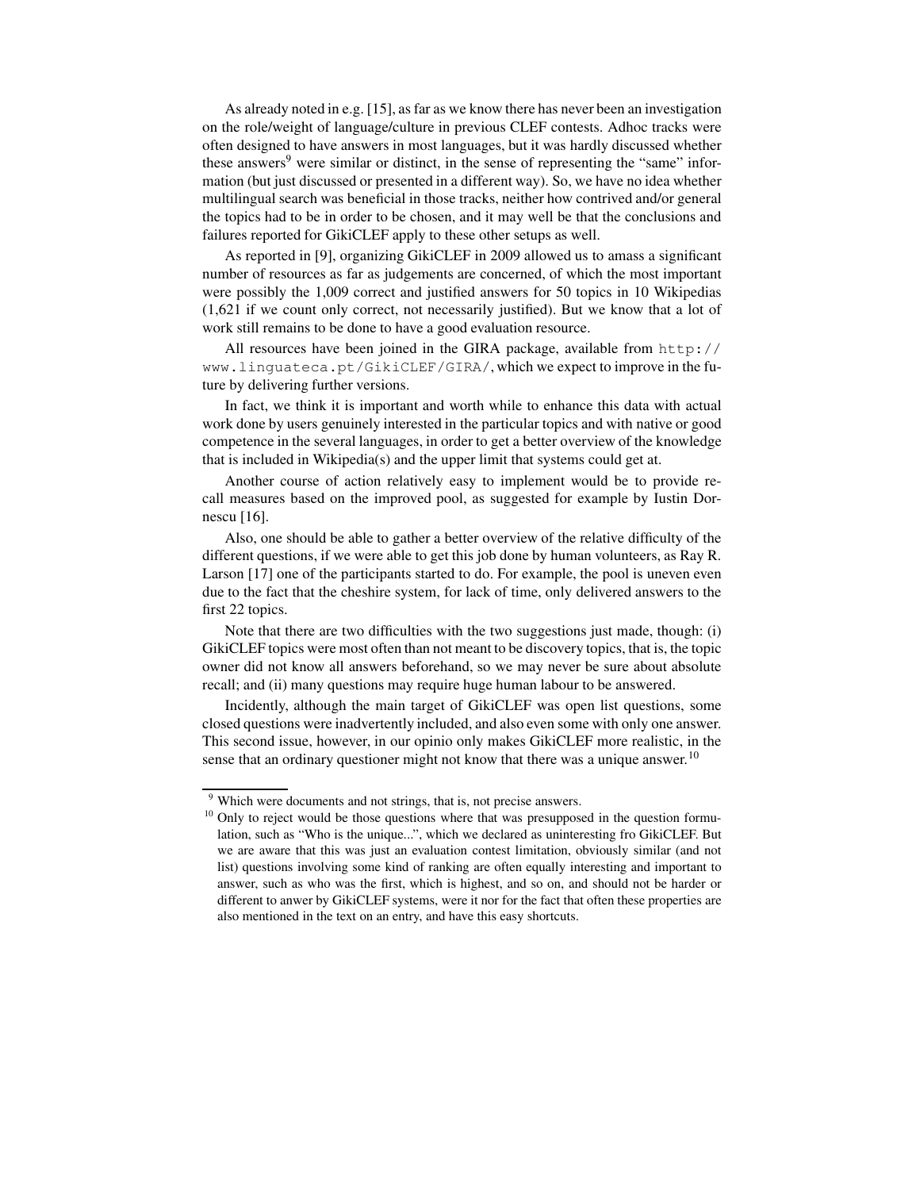As already noted in e.g. [15], as far as we know there has never been an investigation on the role/weight of language/culture in previous CLEF contests. Adhoc tracks were often designed to have answers in most languages, but it was hardly discussed whether these answers[9] were similar or distinct, in the sense of representing the "same" information (but just discussed or presented in a different way). So, we have no idea whether multilingual search was beneficial in those tracks, neither how contrived and/or general the topics had to be in order to be chosen, and it may well be that the conclusions and failures reported for GikiCLEF apply to these other setups as well.

As reported in [9], organizing GikiCLEF in 2009 allowed us to amass a significant number of resources as far as judgements are concerned, of which the most important were possibly the 1,009 correct and justified answers for 50 topics in 10 Wikipedias (1,621 if we count only correct, not necessarily justified). But we know that a lot of work still remains to be done to have a good evaluation resource.

All resources have been joined in the GIRA package, available from `http://www.linguateca.pt/GikiCLEF/GIRA/`, which we expect to improve in the future by delivering further versions.

In fact, we think it is important and worth while to enhance this data with actual work done by users genuinely interested in the particular topics and with native or good competence in the several languages, in order to get a better overview of the knowledge that is included in Wikipedia(s) and the upper limit that systems could get at.

Another course of action relatively easy to implement would be to provide recall measures based on the improved pool, as suggested for example by Iustin Dornescu [16].

Also, one should be able to gather a better overview of the relative difficulty of the different questions, if we were able to get this job done by human volunteers, as Ray R. Larson [17] one of the participants started to do. For example, the pool is uneven even due to the fact that the cheshire system, for lack of time, only delivered answers to the first 22 topics.

Note that there are two difficulties with the two suggestions just made, though: (i) GikiCLEF topics were most often than not meant to be discovery topics, that is, the topic owner did not know all answers beforehand, so we may never be sure about absolute recall; and (ii) many questions may require huge human labour to be answered.

Incidently, although the main target of GikiCLEF was open list questions, some closed questions were inadvertently included, and also even some with only one answer. This second issue, however, in our opinio only makes GikiCLEF more realistic, in the sense that an ordinary questioner might not know that there was a unique answer.[10]

---

[9] Which were documents and not strings, that is, not precise answers.

[10] Only to reject would be those questions where that was presupposed in the question formulation, such as "Who is the unique...", which we declared as uninteresting fro GikiCLEF. But we are aware that this was just an evaluation contest limitation, obviously similar (and not list) questions involving some kind of ranking are often equally interesting and important to answer, such as who was the first, which is highest, and so on, and should not be harder or different to anwer by GikiCLEF systems, were it nor for the fact that often these properties are also mentioned in the text on an entry, and have this easy shortcuts.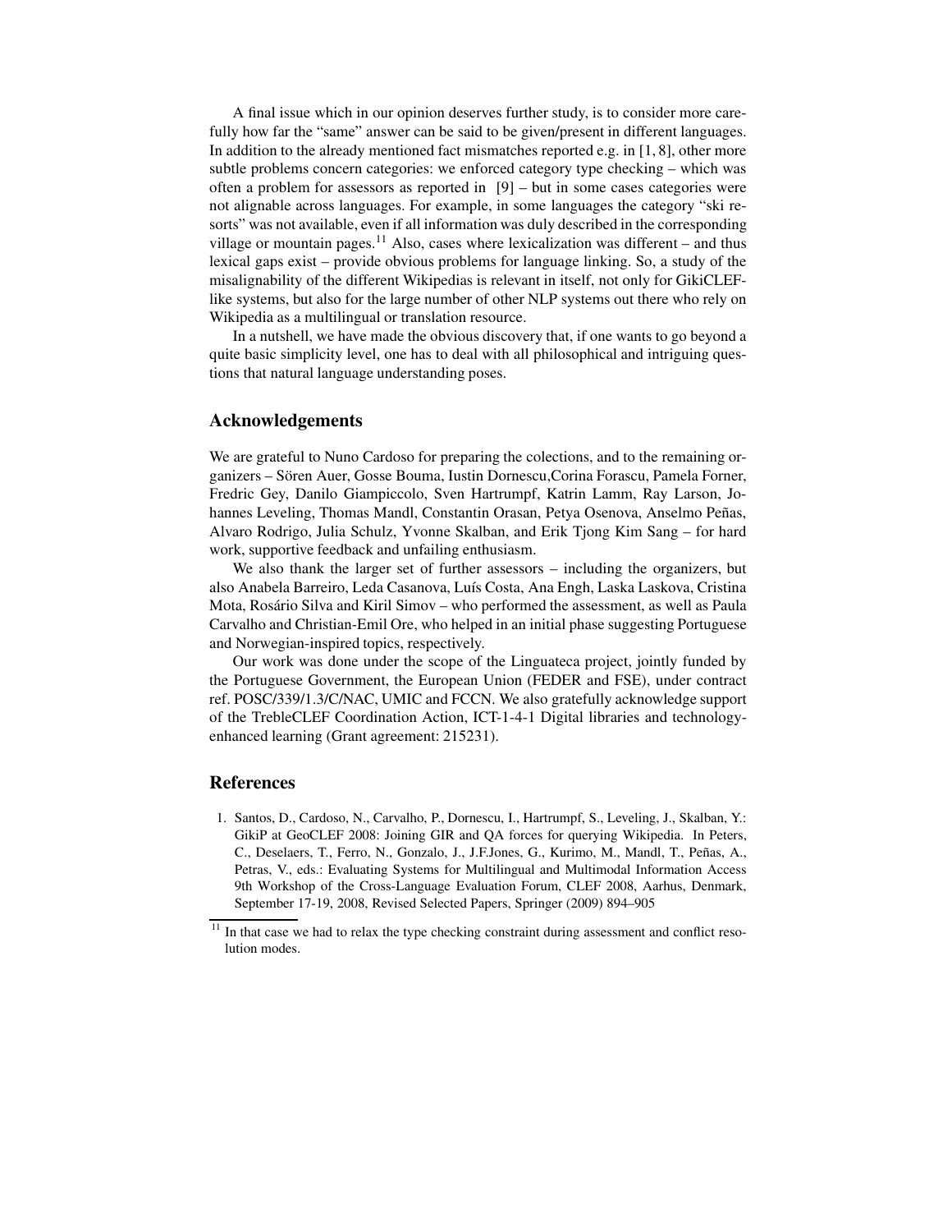A final issue which in our opinion deserves further study, is to consider more carefully how far the "same" answer can be said to be given/present in different languages. In addition to the already mentioned fact mismatches reported e.g. in [1, 8], other more subtle problems concern categories: we enforced category type checking – which was often a problem for assessors as reported in [9] – but in some cases categories were not alignable across languages. For example, in some languages the category "ski resorts" was not available, even if all information was duly described in the corresponding village or mountain pages.[11] Also, cases where lexicalization was different – and thus lexical gaps exist – provide obvious problems for language linking. So, a study of the misalignability of the different Wikipedias is relevant in itself, not only for GikiCLEF-like systems, but also for the large number of other NLP systems out there who rely on Wikipedia as a multilingual or translation resource.

In a nutshell, we have made the obvious discovery that, if one wants to go beyond a quite basic simplicity level, one has to deal with all philosophical and intriguing questions that natural language understanding poses.

## Acknowledgements

We are grateful to Nuno Cardoso for preparing the colections, and to the remaining organizers – Sören Auer, Gosse Bouma, Iustin Dornescu,Corina Forascu, Pamela Forner, Fredric Gey, Danilo Giampiccolo, Sven Hartrumpf, Katrin Lamm, Ray Larson, Johannes Leveling, Thomas Mandl, Constantin Orasan, Petya Osenova, Anselmo Peñas, Alvaro Rodrigo, Julia Schulz, Yvonne Skalban, and Erik Tjong Kim Sang – for hard work, supportive feedback and unfailing enthusiasm.

We also thank the larger set of further assessors – including the organizers, but also Anabela Barreiro, Leda Casanova, Luís Costa, Ana Engh, Laska Laskova, Cristina Mota, Rosário Silva and Kiril Simov – who performed the assessment, as well as Paula Carvalho and Christian-Emil Ore, who helped in an initial phase suggesting Portuguese and Norwegian-inspired topics, respectively.

Our work was done under the scope of the Linguateca project, jointly funded by the Portuguese Government, the European Union (FEDER and FSE), under contract ref. POSC/339/1.3/C/NAC, UMIC and FCCN. We also gratefully acknowledge support of the TrebleCLEF Coordination Action, ICT-1-4-1 Digital libraries and technology-enhanced learning (Grant agreement: 215231).

## References

1. Santos, D., Cardoso, N., Carvalho, P., Dornescu, I., Hartrumpf, S., Leveling, J., Skalban, Y.: GikiP at GeoCLEF 2008: Joining GIR and QA forces for querying Wikipedia. In Peters, C., Deselaers, T., Ferro, N., Gonzalo, J., J.F.Jones, G., Kurimo, M., Mandl, T., Peñas, A., Petras, V., eds.: Evaluating Systems for Multilingual and Multimodal Information Access 9th Workshop of the Cross-Language Evaluation Forum, CLEF 2008, Aarhus, Denmark, September 17-19, 2008, Revised Selected Papers, Springer (2009) 894–905

[11] In that case we had to relax the type checking constraint during assessment and conflict resolution modes.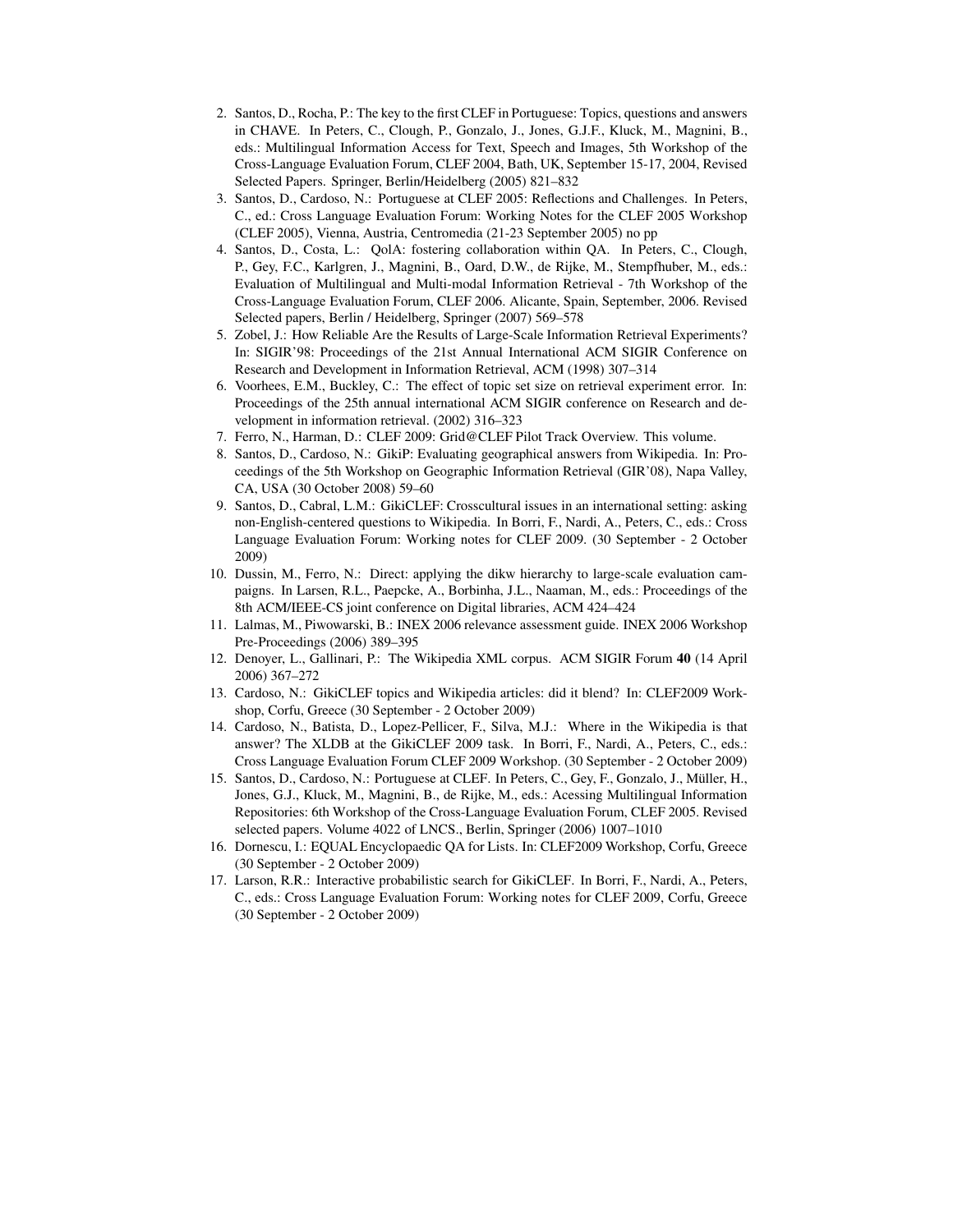2. Santos, D., Rocha, P.: The key to the first CLEF in Portuguese: Topics, questions and answers in CHAVE. In Peters, C., Clough, P., Gonzalo, J., Jones, G.J.F., Kluck, M., Magnini, B., eds.: Multilingual Information Access for Text, Speech and Images, 5th Workshop of the Cross-Language Evaluation Forum, CLEF 2004, Bath, UK, September 15-17, 2004, Revised Selected Papers. Springer, Berlin/Heidelberg (2005) 821–832
3. Santos, D., Cardoso, N.: Portuguese at CLEF 2005: Reflections and Challenges. In Peters, C., ed.: Cross Language Evaluation Forum: Working Notes for the CLEF 2005 Workshop (CLEF 2005), Vienna, Austria, Centromedia (21-23 September 2005) no pp
4. Santos, D., Costa, L.: QolA: fostering collaboration within QA. In Peters, C., Clough, P., Gey, F.C., Karlgren, J., Magnini, B., Oard, D.W., de Rijke, M., Stempfhuber, M., eds.: Evaluation of Multilingual and Multi-modal Information Retrieval - 7th Workshop of the Cross-Language Evaluation Forum, CLEF 2006. Alicante, Spain, September, 2006. Revised Selected papers, Berlin / Heidelberg, Springer (2007) 569–578
5. Zobel, J.: How Reliable Are the Results of Large-Scale Information Retrieval Experiments? In: SIGIR'98: Proceedings of the 21st Annual International ACM SIGIR Conference on Research and Development in Information Retrieval, ACM (1998) 307–314
6. Voorhees, E.M., Buckley, C.: The effect of topic set size on retrieval experiment error. In: Proceedings of the 25th annual international ACM SIGIR conference on Research and development in information retrieval. (2002) 316–323
7. Ferro, N., Harman, D.: CLEF 2009: Grid@CLEF Pilot Track Overview. This volume.
8. Santos, D., Cardoso, N.: GikiP: Evaluating geographical answers from Wikipedia. In: Proceedings of the 5th Workshop on Geographic Information Retrieval (GIR'08), Napa Valley, CA, USA (30 October 2008) 59–60
9. Santos, D., Cabral, L.M.: GikiCLEF: Crosscultural issues in an international setting: asking non-English-centered questions to Wikipedia. In Borri, F., Nardi, A., Peters, C., eds.: Cross Language Evaluation Forum: Working notes for CLEF 2009. (30 September - 2 October 2009)
10. Dussin, M., Ferro, N.: Direct: applying the dikw hierarchy to large-scale evaluation campaigns. In Larsen, R.L., Paepcke, A., Borbinha, J.L., Naaman, M., eds.: Proceedings of the 8th ACM/IEEE-CS joint conference on Digital libraries, ACM 424–424
11. Lalmas, M., Piwowarski, B.: INEX 2006 relevance assessment guide. INEX 2006 Workshop Pre-Proceedings (2006) 389–395
12. Denoyer, L., Gallinari, P.: The Wikipedia XML corpus. ACM SIGIR Forum **40** (14 April 2006) 367–272
13. Cardoso, N.: GikiCLEF topics and Wikipedia articles: did it blend? In: CLEF2009 Workshop, Corfu, Greece (30 September - 2 October 2009)
14. Cardoso, N., Batista, D., Lopez-Pellicer, F., Silva, M.J.: Where in the Wikipedia is that answer? The XLDB at the GikiCLEF 2009 task. In Borri, F., Nardi, A., Peters, C., eds.: Cross Language Evaluation Forum CLEF 2009 Workshop. (30 September - 2 October 2009)
15. Santos, D., Cardoso, N.: Portuguese at CLEF. In Peters, C., Gey, F., Gonzalo, J., Müller, H., Jones, G.J., Kluck, M., Magnini, B., de Rijke, M., eds.: Acessing Multilingual Information Repositories: 6th Workshop of the Cross-Language Evaluation Forum, CLEF 2005. Revised selected papers. Volume 4022 of LNCS., Berlin, Springer (2006) 1007–1010
16. Dornescu, I.: EQUAL Encyclopaedic QA for Lists. In: CLEF2009 Workshop, Corfu, Greece (30 September - 2 October 2009)
17. Larson, R.R.: Interactive probabilistic search for GikiCLEF. In Borri, F., Nardi, A., Peters, C., eds.: Cross Language Evaluation Forum: Working notes for CLEF 2009, Corfu, Greece (30 September - 2 October 2009)